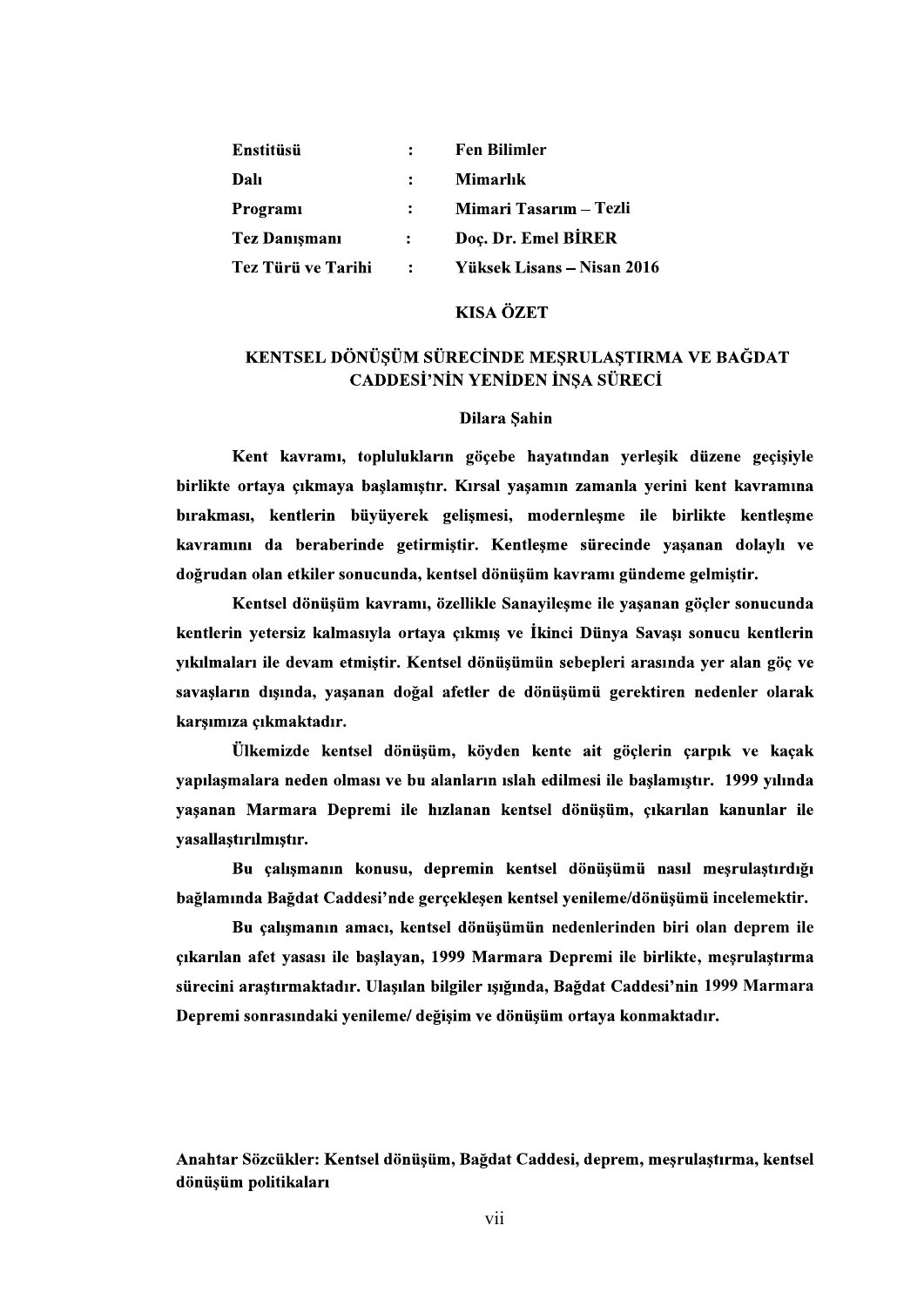| | | |
|---|---|---|
| **Enstitüsü** | **:** | **Fen Bilimler** |
| **Dalı** | **:** | **Mimarlık** |
| **Programı** | **:** | **Mimari Tasarım – Tezli** |
| **Tez Danışmanı** | **:** | **Doç. Dr. Emel BİRER** |
| **Tez Türü ve Tarihi** | **:** | **Yüksek Lisans – Nisan 2016** |

## KISA ÖZET

### KENTSEL DÖNÜŞÜM SÜRECİNDE MEŞRULAŞTIRMA VE BAĞDAT CADDESİ'NİN YENİDEN İNŞA SÜRECİ

**Dilara Şahin**

**Kent kavramı, toplulukların göçebe hayatından yerleşik düzene geçişiyle birlikte ortaya çıkmaya başlamıştır. Kırsal yaşamın zamanla yerini kent kavramına bırakması, kentlerin büyüyerek gelişmesi, modernleşme ile birlikte kentleşme kavramını da beraberinde getirmiştir. Kentleşme sürecinde yaşanan dolaylı ve doğrudan olan etkiler sonucunda, kentsel dönüşüm kavramı gündeme gelmiştir.**

**Kentsel dönüşüm kavramı, özellikle Sanayileşme ile yaşanan göçler sonucunda kentlerin yetersiz kalmasıyla ortaya çıkmış ve İkinci Dünya Savaşı sonucu kentlerin yıkılmaları ile devam etmiştir. Kentsel dönüşümün sebepleri arasında yer alan göç ve savaşların dışında, yaşanan doğal afetler de dönüşümü gerektiren nedenler olarak karşımıza çıkmaktadır.**

**Ülkemizde kentsel dönüşüm, köyden kente ait göçlerin çarpık ve kaçak yapılaşmalara neden olması ve bu alanların ıslah edilmesi ile başlamıştır. 1999 yılında yaşanan Marmara Depremi ile hızlanan kentsel dönüşüm, çıkarılan kanunlar ile yasallaştırılmıştır.**

**Bu çalışmanın konusu, depremin kentsel dönüşümü nasıl meşrulaştırdığı bağlamında Bağdat Caddesi'nde gerçekleşen kentsel yenileme/dönüşümü incelemektir.**

**Bu çalışmanın amacı, kentsel dönüşümün nedenlerinden biri olan deprem ile çıkarılan afet yasası ile başlayan, 1999 Marmara Depremi ile birlikte, meşrulaştırma sürecini araştırmaktadır. Ulaşılan bilgiler ışığında, Bağdat Caddesi'nin 1999 Marmara Depremi sonrasındaki yenileme/ değişim ve dönüşüm ortaya konmaktadır.**

**Anahtar Sözcükler: Kentsel dönüşüm, Bağdat Caddesi, deprem, meşrulaştırma, kentsel dönüşüm politikaları**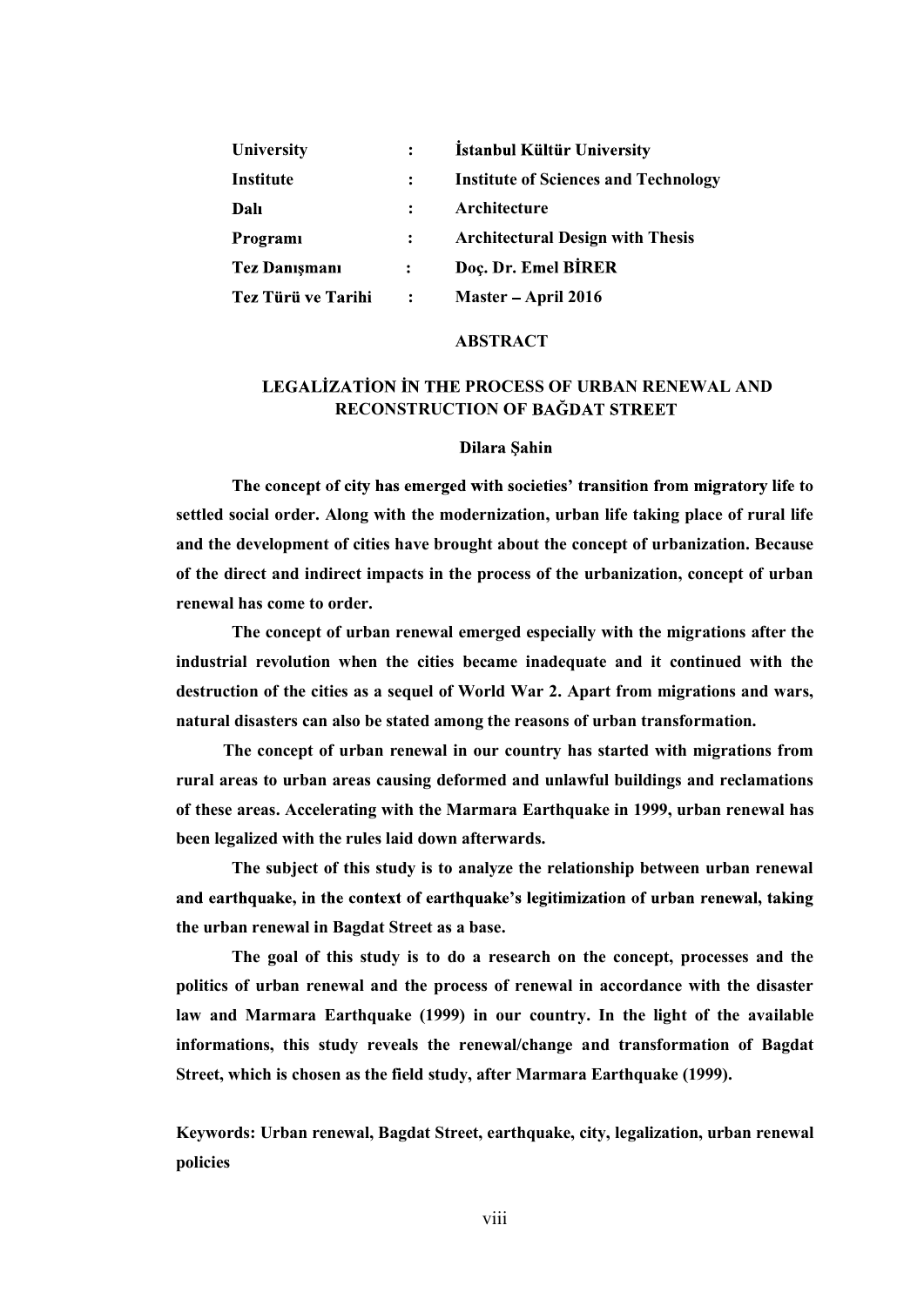| | | |
|---|---|---|
| **University** | **:** | **İstanbul Kültür University** |
| **Institute** | **:** | **Institute of Sciences and Technology** |
| **Dalı** | **:** | **Architecture** |
| **Programı** | **:** | **Architectural Design with Thesis** |
| **Tez Danışmanı** | **:** | **Doç. Dr. Emel BİRER** |
| **Tez Türü ve Tarihi** | **:** | **Master – April 2016** |

## ABSTRACT

## LEGALİZATİON İN THE PROCESS OF URBAN RENEWAL AND RECONSTRUCTION OF BAĞDAT STREET

**Dilara Şahin**

**The concept of city has emerged with societies' transition from migratory life to settled social order. Along with the modernization, urban life taking place of rural life and the development of cities have brought about the concept of urbanization. Because of the direct and indirect impacts in the process of the urbanization, concept of urban renewal has come to order.**

**The concept of urban renewal emerged especially with the migrations after the industrial revolution when the cities became inadequate and it continued with the destruction of the cities as a sequel of World War 2. Apart from migrations and wars, natural disasters can also be stated among the reasons of urban transformation.**

**The concept of urban renewal in our country has started with migrations from rural areas to urban areas causing deformed and unlawful buildings and reclamations of these areas. Accelerating with the Marmara Earthquake in 1999, urban renewal has been legalized with the rules laid down afterwards.**

**The subject of this study is to analyze the relationship between urban renewal and earthquake, in the context of earthquake's legitimization of urban renewal, taking the urban renewal in Bagdat Street as a base.**

**The goal of this study is to do a research on the concept, processes and the politics of urban renewal and the process of renewal in accordance with the disaster law and Marmara Earthquake (1999) in our country. In the light of the available informations, this study reveals the renewal/change and transformation of Bagdat Street, which is chosen as the field study, after Marmara Earthquake (1999).**

**Keywords: Urban renewal, Bagdat Street, earthquake, city, legalization, urban renewal policies**